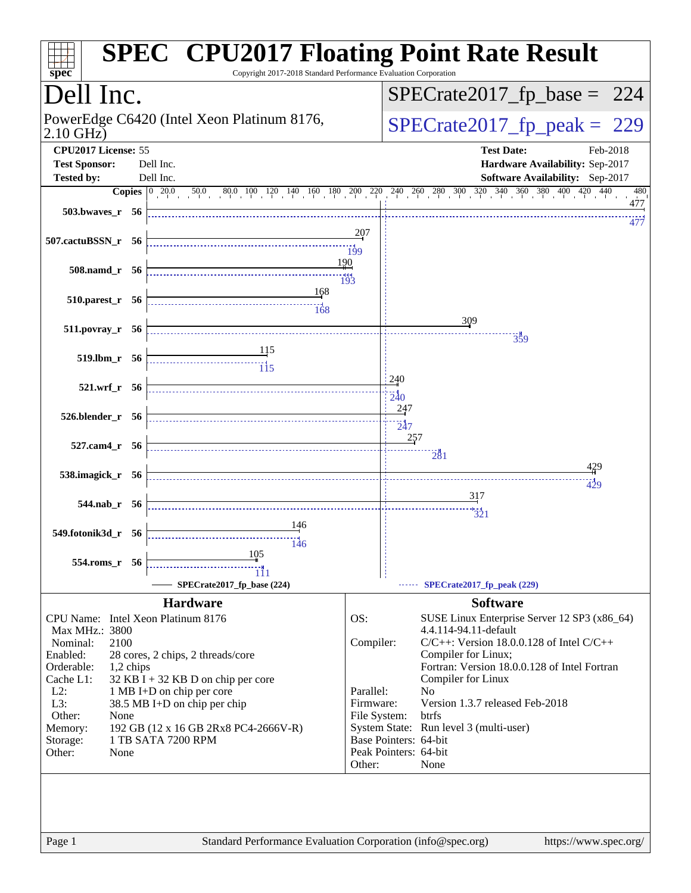# SPEC CPU2017 Floating Point Rate Result

Copyright 2017-2018 Standard Performance Evaluation Corporation

## Dell Inc.

PowerEdge C6420 (Intel Xeon Platinum 8176, 2.10 GHz)

SPECrate2017_fp_base = 224

SPECrate2017_fp_peak = 229

**CPU2017 License:** 55
**Test Sponsor:** Dell Inc.
**Tested by:** Dell Inc.

**Test Date:** Feb-2018
**Hardware Availability:** Sep-2017
**Software Availability:** Sep-2017

| Benchmark | Copies | Base | Peak |
|---|---|---|---|
| 503.bwaves_r | 56 | 477 | 477 |
| 507.cactuBSSN_r | 56 | 207 | 199 |
| 508.namd_r | 56 | 190 | 193 |
| 510.parest_r | 56 | 168 | 168 |
| 511.povray_r | 56 | 309 | 359 |
| 519.lbm_r | 56 | 115 | 115 |
| 521.wrf_r | 56 | 240 | 240 |
| 526.blender_r | 56 | 247 | 247 |
| 527.cam4_r | 56 | 257 | 281 |
| 538.imagick_r | 56 | 429 | 429 |
| 544.nab_r | 56 | 317 | 321 |
| 549.fotonik3d_r | 56 | 146 | 146 |
| 554.roms_r | 56 | 105 | 111 |

SPECrate2017_fp_base (224) — SPECrate2017_fp_peak (229)

## Hardware

| | |
|---|---|
| CPU Name: | Intel Xeon Platinum 8176 |
| Max MHz.: | 3800 |
| Nominal: | 2100 |
| Enabled: | 28 cores, 2 chips, 2 threads/core |
| Orderable: | 1,2 chips |
| Cache L1: | 32 KB I + 32 KB D on chip per core |
| L2: | 1 MB I+D on chip per core |
| L3: | 38.5 MB I+D on chip per chip |
| Other: | None |
| Memory: | 192 GB (12 x 16 GB 2Rx8 PC4-2666V-R) |
| Storage: | 1 TB SATA 7200 RPM |
| Other: | None |

## Software

| | |
|---|---|
| OS: | SUSE Linux Enterprise Server 12 SP3 (x86_64) 4.4.114-94.11-default |
| Compiler: | C/C++: Version 18.0.0.128 of Intel C/C++ Compiler for Linux; Fortran: Version 18.0.0.128 of Intel Fortran Compiler for Linux |
| Parallel: | No |
| Firmware: | Version 1.3.7 released Feb-2018 |
| File System: | btrfs |
| System State: | Run level 3 (multi-user) |
| Base Pointers: | 64-bit |
| Peak Pointers: | 64-bit |
| Other: | None |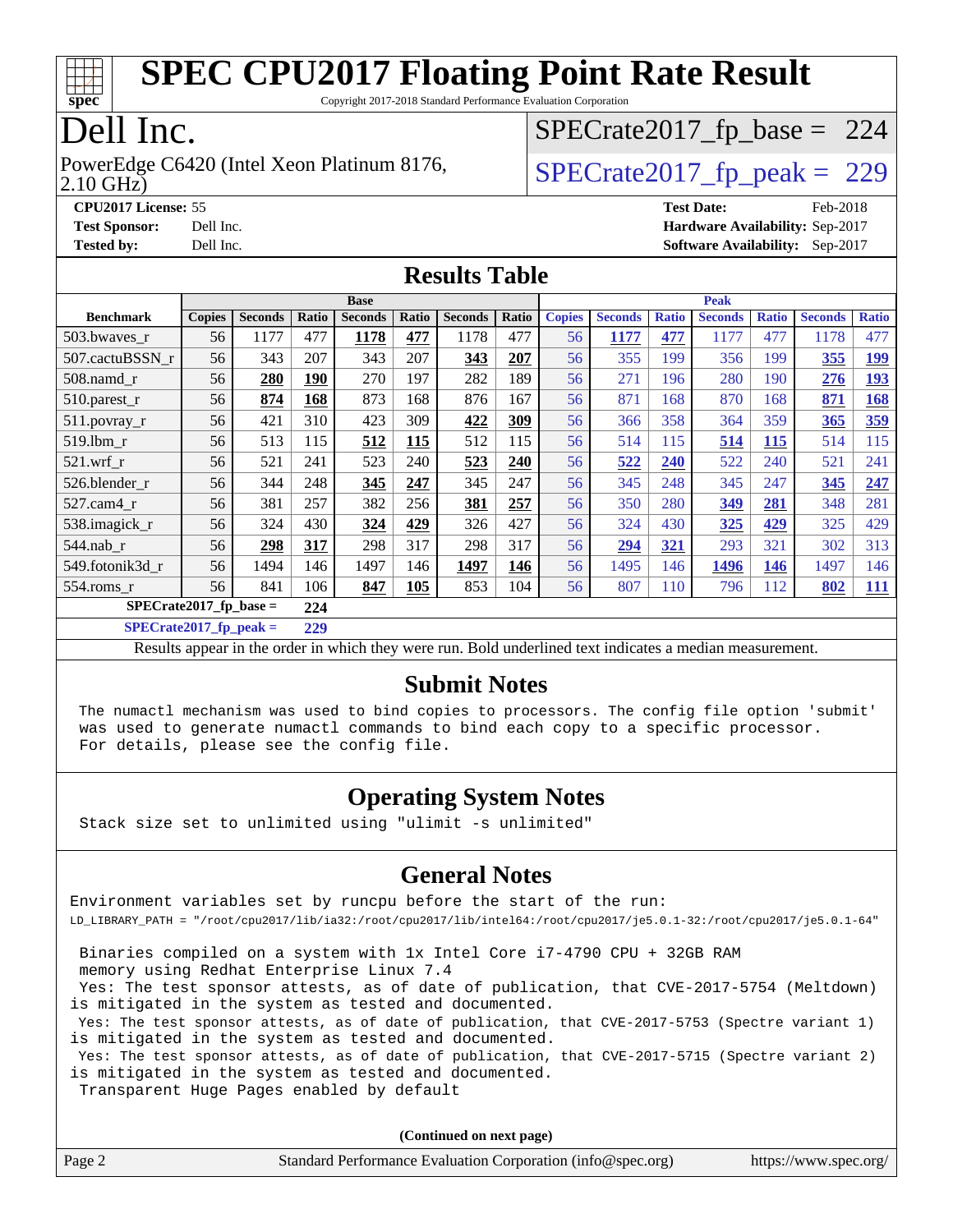# SPEC CPU2017 Floating Point Rate Result

Copyright 2017-2018 Standard Performance Evaluation Corporation

# Dell Inc.

PowerEdge C6420 (Intel Xeon Platinum 8176, 2.10 GHz)

SPECrate2017_fp_base = 224

SPECrate2017_fp_peak = 229

**CPU2017 License:** 55
**Test Sponsor:** Dell Inc.
**Tested by:** Dell Inc.

**Test Date:** Feb-2018
**Hardware Availability:** Sep-2017
**Software Availability:** Sep-2017

## Results Table

| Benchmark | Base | | | | | | | Peak | | | | | | |
|---|---|---|---|---|---|---|---|---|---|---|---|---|---|---|
| | Copies | Seconds | Ratio | Seconds | Ratio | Seconds | Ratio | Copies | Seconds | Ratio | Seconds | Ratio | Seconds | Ratio |
| 503.bwaves_r | 56 | 1177 | 477 | **1178** | **477** | 1178 | 477 | 56 | **1177** | **477** | 1177 | 477 | 1178 | 477 |
| 507.cactuBSSN_r | 56 | 343 | 207 | 343 | 207 | **343** | **207** | 56 | 355 | 199 | 356 | 199 | **355** | **199** |
| 508.namd_r | 56 | **280** | **190** | 270 | 197 | 282 | 189 | 56 | 271 | 196 | 280 | 190 | **276** | **193** |
| 510.parest_r | 56 | **874** | **168** | 873 | 168 | 876 | 167 | 56 | 871 | 168 | 870 | 168 | **871** | **168** |
| 511.povray_r | 56 | 421 | 310 | 423 | 309 | **422** | **309** | 56 | 366 | 358 | 364 | 359 | **365** | **359** |
| 519.lbm_r | 56 | 513 | 115 | **512** | **115** | 512 | 115 | 56 | 514 | 115 | **514** | **115** | 514 | 115 |
| 521.wrf_r | 56 | 521 | 241 | 523 | 240 | **523** | **240** | 56 | **522** | **240** | 522 | 240 | 521 | 241 |
| 526.blender_r | 56 | 344 | 248 | **345** | **247** | 345 | 247 | 56 | 345 | 248 | 345 | 247 | **345** | **247** |
| 527.cam4_r | 56 | 381 | 257 | 382 | 256 | **381** | **257** | 56 | 350 | 280 | **349** | **281** | 348 | 281 |
| 538.imagick_r | 56 | 324 | 430 | **324** | **429** | 326 | 427 | 56 | 324 | 430 | **325** | **429** | 325 | 429 |
| 544.nab_r | 56 | **298** | **317** | 298 | 317 | 298 | 317 | 56 | **294** | **321** | 293 | 321 | 302 | 313 |
| 549.fotonik3d_r | 56 | 1494 | 146 | 1497 | 146 | **1497** | **146** | 56 | 1495 | 146 | **1496** | **146** | 1497 | 146 |
| 554.roms_r | 56 | 841 | 106 | **847** | **105** | 853 | 104 | 56 | 807 | 110 | 796 | 112 | **802** | **111** |

**SPECrate2017_fp_base = 224**

**SPECrate2017_fp_peak = 229**

Results appear in the order in which they were run. Bold underlined text indicates a median measurement.

## Submit Notes

```
The numactl mechanism was used to bind copies to processors. The config file option 'submit'
was used to generate numactl commands to bind each copy to a specific processor.
For details, please see the config file.
```

## Operating System Notes

```
Stack size set to unlimited using "ulimit -s unlimited"
```

## General Notes

```
Environment variables set by runcpu before the start of the run:
LD_LIBRARY_PATH = "/root/cpu2017/lib/ia32:/root/cpu2017/lib/intel64:/root/cpu2017/je5.0.1-32:/root/cpu2017/je5.0.1-64"

 Binaries compiled on a system with 1x Intel Core i7-4790 CPU + 32GB RAM
 memory using Redhat Enterprise Linux 7.4
 Yes: The test sponsor attests, as of date of publication, that CVE-2017-5754 (Meltdown)
is mitigated in the system as tested and documented.
 Yes: The test sponsor attests, as of date of publication, that CVE-2017-5753 (Spectre variant 1)
is mitigated in the system as tested and documented.
 Yes: The test sponsor attests, as of date of publication, that CVE-2017-5715 (Spectre variant 2)
is mitigated in the system as tested and documented.
 Transparent Huge Pages enabled by default
```

**(Continued on next page)**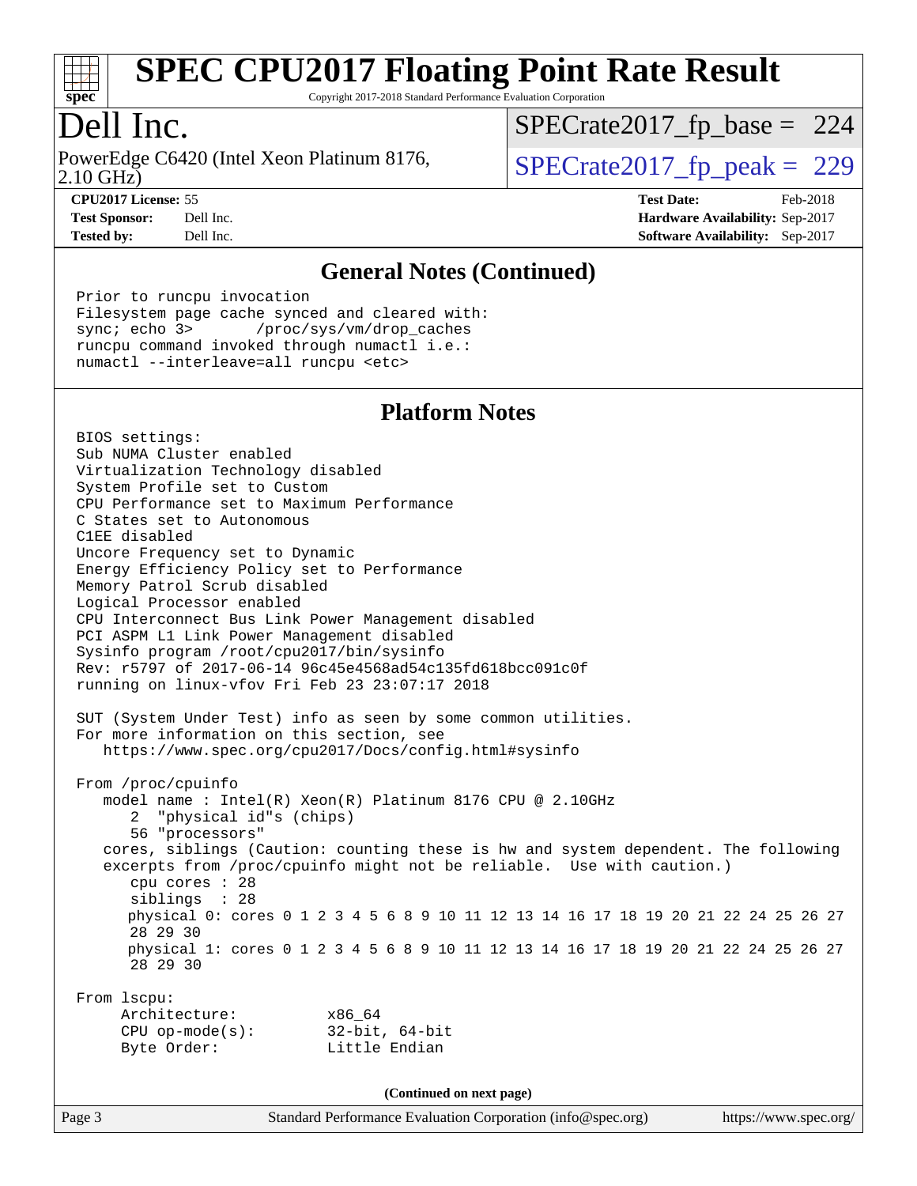# SPEC CPU2017 Floating Point Rate Result

Copyright 2017-2018 Standard Performance Evaluation Corporation

## Dell Inc.

PowerEdge C6420 (Intel Xeon Platinum 8176, 2.10 GHz)

SPECrate2017_fp_base = 224

SPECrate2017_fp_peak = 229

**CPU2017 License:** 55
**Test Sponsor:** Dell Inc.
**Tested by:** Dell Inc.

**Test Date:** Feb-2018
**Hardware Availability:** Sep-2017
**Software Availability:** Sep-2017

### General Notes (Continued)

```
Prior to runcpu invocation
Filesystem page cache synced and cleared with:
sync; echo 3>       /proc/sys/vm/drop_caches
runcpu command invoked through numactl i.e.:
numactl --interleave=all runcpu <etc>
```

### Platform Notes

```
BIOS settings:
Sub NUMA Cluster enabled
Virtualization Technology disabled
System Profile set to Custom
CPU Performance set to Maximum Performance
C States set to Autonomous
C1EE disabled
Uncore Frequency set to Dynamic
Energy Efficiency Policy set to Performance
Memory Patrol Scrub disabled
Logical Processor enabled
CPU Interconnect Bus Link Power Management disabled
PCI ASPM L1 Link Power Management disabled
Sysinfo program /root/cpu2017/bin/sysinfo
Rev: r5797 of 2017-06-14 96c45e4568ad54c135fd618bcc091c0f
running on linux-vfov Fri Feb 23 23:07:17 2018

SUT (System Under Test) info as seen by some common utilities.
For more information on this section, see
   https://www.spec.org/cpu2017/Docs/config.html#sysinfo

From /proc/cpuinfo
   model name : Intel(R) Xeon(R) Platinum 8176 CPU @ 2.10GHz
      2  "physical id"s (chips)
      56 "processors"
   cores, siblings (Caution: counting these is hw and system dependent. The following
   excerpts from /proc/cpuinfo might not be reliable.  Use with caution.)
      cpu cores : 28
      siblings  : 28
      physical 0: cores 0 1 2 3 4 5 6 8 9 10 11 12 13 14 16 17 18 19 20 21 22 24 25 26 27
      28 29 30
      physical 1: cores 0 1 2 3 4 5 6 8 9 10 11 12 13 14 16 17 18 19 20 21 22 24 25 26 27
      28 29 30

From lscpu:
     Architecture:          x86_64
     CPU op-mode(s):        32-bit, 64-bit
     Byte Order:            Little Endian
```

(Continued on next page)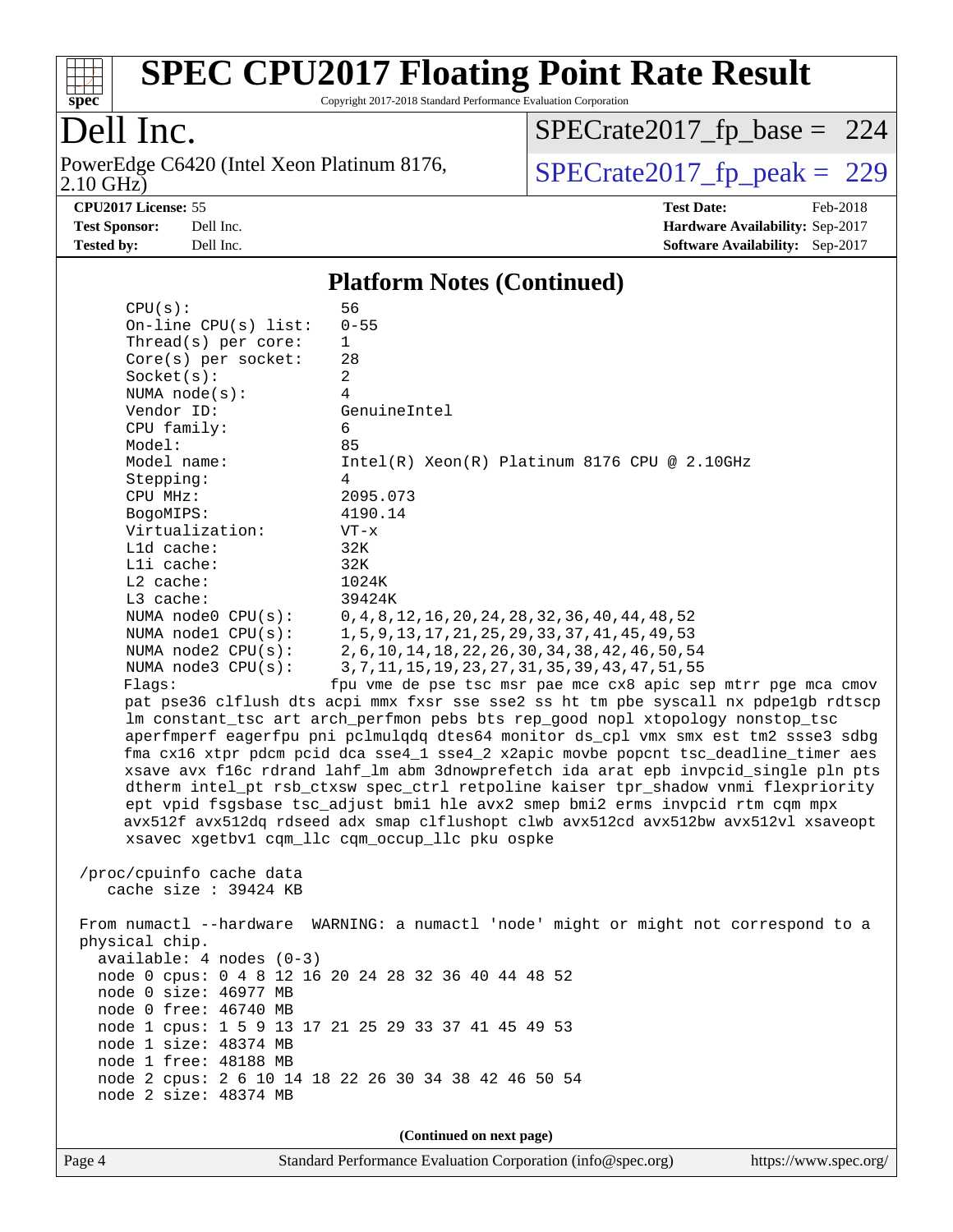# SPEC CPU2017 Floating Point Rate Result

Copyright 2017-2018 Standard Performance Evaluation Corporation

## Dell Inc.

PowerEdge C6420 (Intel Xeon Platinum 8176, 2.10 GHz)

SPECrate2017_fp_base = 224

SPECrate2017_fp_peak = 229

**CPU2017 License:** 55
**Test Sponsor:** Dell Inc.
**Tested by:** Dell Inc.

**Test Date:** Feb-2018
**Hardware Availability:** Sep-2017
**Software Availability:** Sep-2017

### Platform Notes (Continued)

```
    CPU(s):                56
    On-line CPU(s) list:   0-55
    Thread(s) per core:    1
    Core(s) per socket:    28
    Socket(s):             2
    NUMA node(s):          4
    Vendor ID:             GenuineIntel
    CPU family:            6
    Model:                 85
    Model name:            Intel(R) Xeon(R) Platinum 8176 CPU @ 2.10GHz
    Stepping:              4
    CPU MHz:               2095.073
    BogoMIPS:              4190.14
    Virtualization:        VT-x
    L1d cache:             32K
    L1i cache:             32K
    L2 cache:              1024K
    L3 cache:              39424K
    NUMA node0 CPU(s):     0,4,8,12,16,20,24,28,32,36,40,44,48,52
    NUMA node1 CPU(s):     1,5,9,13,17,21,25,29,33,37,41,45,49,53
    NUMA node2 CPU(s):     2,6,10,14,18,22,26,30,34,38,42,46,50,54
    NUMA node3 CPU(s):     3,7,11,15,19,23,27,31,35,39,43,47,51,55
    Flags:                 fpu vme de pse tsc msr pae mce cx8 apic sep mtrr pge mca cmov
    pat pse36 clflush dts acpi mmx fxsr sse sse2 ss ht tm pbe syscall nx pdpe1gb rdtscp
    lm constant_tsc art arch_perfmon pebs bts rep_good nopl xtopology nonstop_tsc
    aperfmperf eagerfpu pni pclmulqdq dtes64 monitor ds_cpl vmx smx est tm2 ssse3 sdbg
    fma cx16 xtpr pdcm pcid dca sse4_1 sse4_2 x2apic movbe popcnt tsc_deadline_timer aes
    xsave avx f16c rdrand lahf_lm abm 3dnowprefetch ida arat epb invpcid_single pln pts
    dtherm intel_pt rsb_ctxsw spec_ctrl retpoline kaiser tpr_shadow vnmi flexpriority
    ept vpid fsgsbase tsc_adjust bmi1 hle avx2 smep bmi2 erms invpcid rtm cqm mpx
    avx512f avx512dq rdseed adx smap clflushopt clwb avx512cd avx512bw avx512vl xsaveopt
    xsavec xgetbv1 cqm_llc cqm_occup_llc pku ospke

 /proc/cpuinfo cache data
    cache size : 39424 KB

 From numactl --hardware  WARNING: a numactl 'node' might or might not correspond to a
 physical chip.
   available: 4 nodes (0-3)
   node 0 cpus: 0 4 8 12 16 20 24 28 32 36 40 44 48 52
   node 0 size: 46977 MB
   node 0 free: 46740 MB
   node 1 cpus: 1 5 9 13 17 21 25 29 33 37 41 45 49 53
   node 1 size: 48374 MB
   node 1 free: 48188 MB
   node 2 cpus: 2 6 10 14 18 22 26 30 34 38 42 46 50 54
   node 2 size: 48374 MB
```

**(Continued on next page)**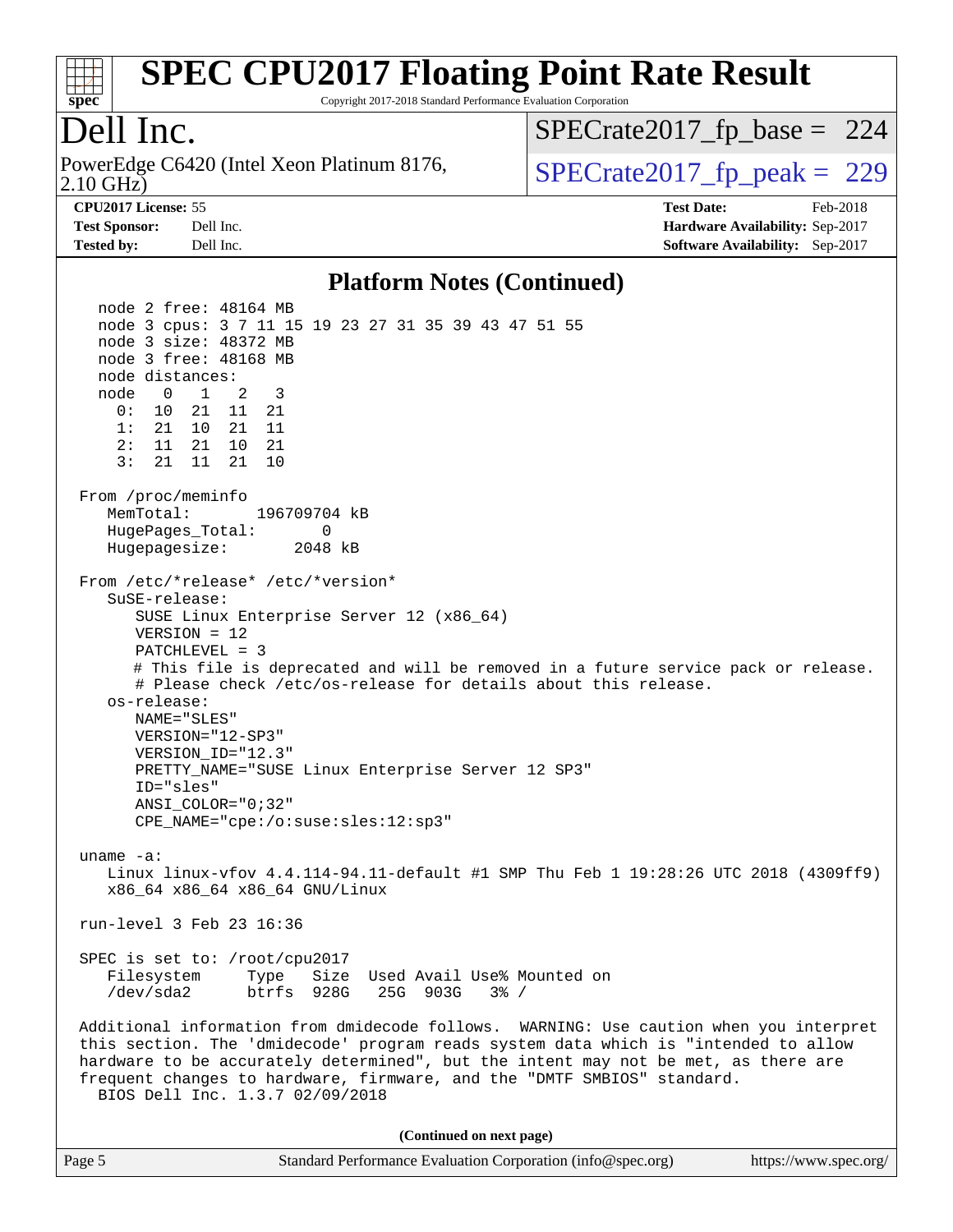# Dell Inc.

PowerEdge C6420 (Intel Xeon Platinum 8176, 2.10 GHz)

SPECrate2017_fp_base = 224

SPECrate2017_fp_peak = 229

**CPU2017 License:** 55
**Test Sponsor:** Dell Inc.
**Tested by:** Dell Inc.

**Test Date:** Feb-2018
**Hardware Availability:** Sep-2017
**Software Availability:** Sep-2017

## Platform Notes (Continued)

```
    node 2 free: 48164 MB
    node 3 cpus: 3 7 11 15 19 23 27 31 35 39 43 47 51 55
    node 3 size: 48372 MB
    node 3 free: 48168 MB
    node distances:
    node   0   1   2   3
      0:  10  21  11  21
      1:  21  10  21  11
      2:  11  21  10  21
      3:  21  11  21  10

 From /proc/meminfo
    MemTotal:       196709704 kB
    HugePages_Total:       0
    Hugepagesize:       2048 kB

 From /etc/*release* /etc/*version*
    SuSE-release:
       SUSE Linux Enterprise Server 12 (x86_64)
       VERSION = 12
       PATCHLEVEL = 3
       # This file is deprecated and will be removed in a future service pack or release.
       # Please check /etc/os-release for details about this release.
    os-release:
       NAME="SLES"
       VERSION="12-SP3"
       VERSION_ID="12.3"
       PRETTY_NAME="SUSE Linux Enterprise Server 12 SP3"
       ID="sles"
       ANSI_COLOR="0;32"
       CPE_NAME="cpe:/o:suse:sles:12:sp3"

 uname -a:
    Linux linux-vfov 4.4.114-94.11-default #1 SMP Thu Feb 1 19:28:26 UTC 2018 (4309ff9)
    x86_64 x86_64 x86_64 GNU/Linux

 run-level 3 Feb 23 16:36

 SPEC is set to: /root/cpu2017
    Filesystem     Type   Size  Used Avail Use% Mounted on
    /dev/sda2      btrfs  928G   25G  903G   3% /

 Additional information from dmidecode follows.  WARNING: Use caution when you interpret
 this section. The 'dmidecode' program reads system data which is "intended to allow
 hardware to be accurately determined", but the intent may not be met, as there are
 frequent changes to hardware, firmware, and the "DMTF SMBIOS" standard.
   BIOS Dell Inc. 1.3.7 02/09/2018
```

**(Continued on next page)**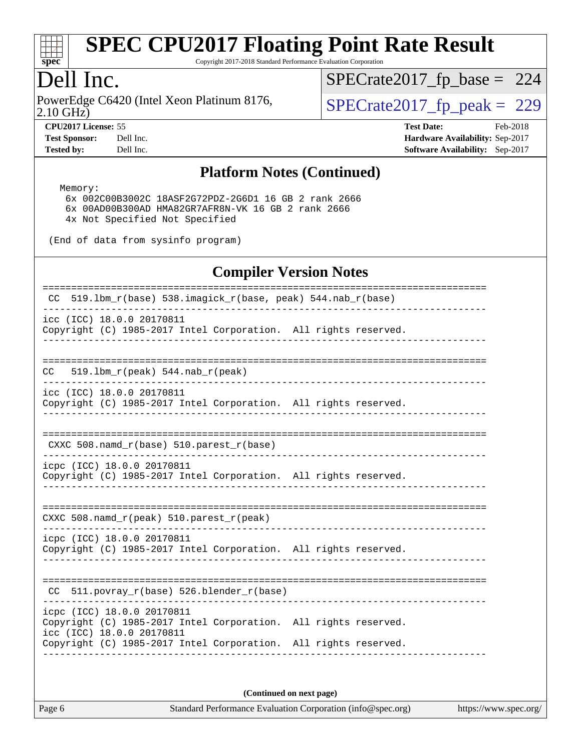## Platform Notes (Continued)

```
Memory:
  6x 002C00B3002C 18ASF2G72PDZ-2G6D1 16 GB 2 rank 2666
  6x 00AD00B300AD HMA82GR7AFR8N-VK 16 GB 2 rank 2666
  4x Not Specified Not Specified

(End of data from sysinfo program)
```

## Compiler Version Notes

```
==============================================================================
 CC  519.lbm_r(base) 538.imagick_r(base, peak) 544.nab_r(base)
------------------------------------------------------------------------------
icc (ICC) 18.0.0 20170811
Copyright (C) 1985-2017 Intel Corporation.  All rights reserved.
------------------------------------------------------------------------------

==============================================================================
CC   519.lbm_r(peak) 544.nab_r(peak)
------------------------------------------------------------------------------
icc (ICC) 18.0.0 20170811
Copyright (C) 1985-2017 Intel Corporation.  All rights reserved.
------------------------------------------------------------------------------

==============================================================================
 CXXC 508.namd_r(base) 510.parest_r(base)
------------------------------------------------------------------------------
icpc (ICC) 18.0.0 20170811
Copyright (C) 1985-2017 Intel Corporation.  All rights reserved.
------------------------------------------------------------------------------

==============================================================================
CXXC 508.namd_r(peak) 510.parest_r(peak)
------------------------------------------------------------------------------
icpc (ICC) 18.0.0 20170811
Copyright (C) 1985-2017 Intel Corporation.  All rights reserved.
------------------------------------------------------------------------------

==============================================================================
 CC  511.povray_r(base) 526.blender_r(base)
------------------------------------------------------------------------------
icpc (ICC) 18.0.0 20170811
Copyright (C) 1985-2017 Intel Corporation.  All rights reserved.
icc (ICC) 18.0.0 20170811
Copyright (C) 1985-2017 Intel Corporation.  All rights reserved.
------------------------------------------------------------------------------
```

**(Continued on next page)**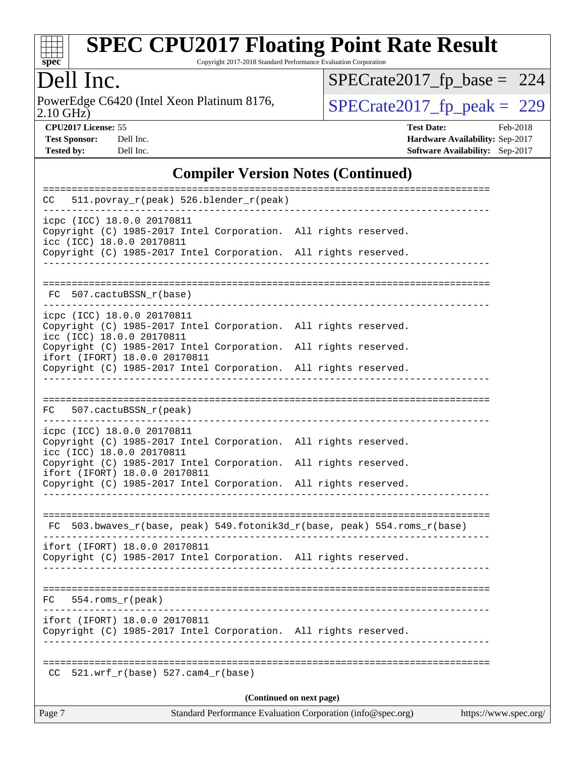# SPEC CPU2017 Floating Point Rate Result

Copyright 2017-2018 Standard Performance Evaluation Corporation

## Dell Inc.

PowerEdge C6420 (Intel Xeon Platinum 8176, 2.10 GHz)

SPECrate2017_fp_base = 224

SPECrate2017_fp_peak = 229

**CPU2017 License:** 55
**Test Sponsor:** Dell Inc.
**Tested by:** Dell Inc.

**Test Date:** Feb-2018
**Hardware Availability:** Sep-2017
**Software Availability:** Sep-2017

## Compiler Version Notes (Continued)

```
==============================================================================
CC  511.povray_r(peak) 526.blender_r(peak)
------------------------------------------------------------------------------
icpc (ICC) 18.0.0 20170811
Copyright (C) 1985-2017 Intel Corporation.  All rights reserved.
icc (ICC) 18.0.0 20170811
Copyright (C) 1985-2017 Intel Corporation.  All rights reserved.
------------------------------------------------------------------------------

==============================================================================
 FC  507.cactuBSSN_r(base)
------------------------------------------------------------------------------
icpc (ICC) 18.0.0 20170811
Copyright (C) 1985-2017 Intel Corporation.  All rights reserved.
icc (ICC) 18.0.0 20170811
Copyright (C) 1985-2017 Intel Corporation.  All rights reserved.
ifort (IFORT) 18.0.0 20170811
Copyright (C) 1985-2017 Intel Corporation.  All rights reserved.
------------------------------------------------------------------------------

==============================================================================
FC  507.cactuBSSN_r(peak)
------------------------------------------------------------------------------
icpc (ICC) 18.0.0 20170811
Copyright (C) 1985-2017 Intel Corporation.  All rights reserved.
icc (ICC) 18.0.0 20170811
Copyright (C) 1985-2017 Intel Corporation.  All rights reserved.
ifort (IFORT) 18.0.0 20170811
Copyright (C) 1985-2017 Intel Corporation.  All rights reserved.
------------------------------------------------------------------------------

==============================================================================
 FC  503.bwaves_r(base, peak) 549.fotonik3d_r(base, peak) 554.roms_r(base)
------------------------------------------------------------------------------
ifort (IFORT) 18.0.0 20170811
Copyright (C) 1985-2017 Intel Corporation.  All rights reserved.
------------------------------------------------------------------------------

==============================================================================
FC  554.roms_r(peak)
------------------------------------------------------------------------------
ifort (IFORT) 18.0.0 20170811
Copyright (C) 1985-2017 Intel Corporation.  All rights reserved.
------------------------------------------------------------------------------

==============================================================================
 CC  521.wrf_r(base) 527.cam4_r(base)
```

**(Continued on next page)**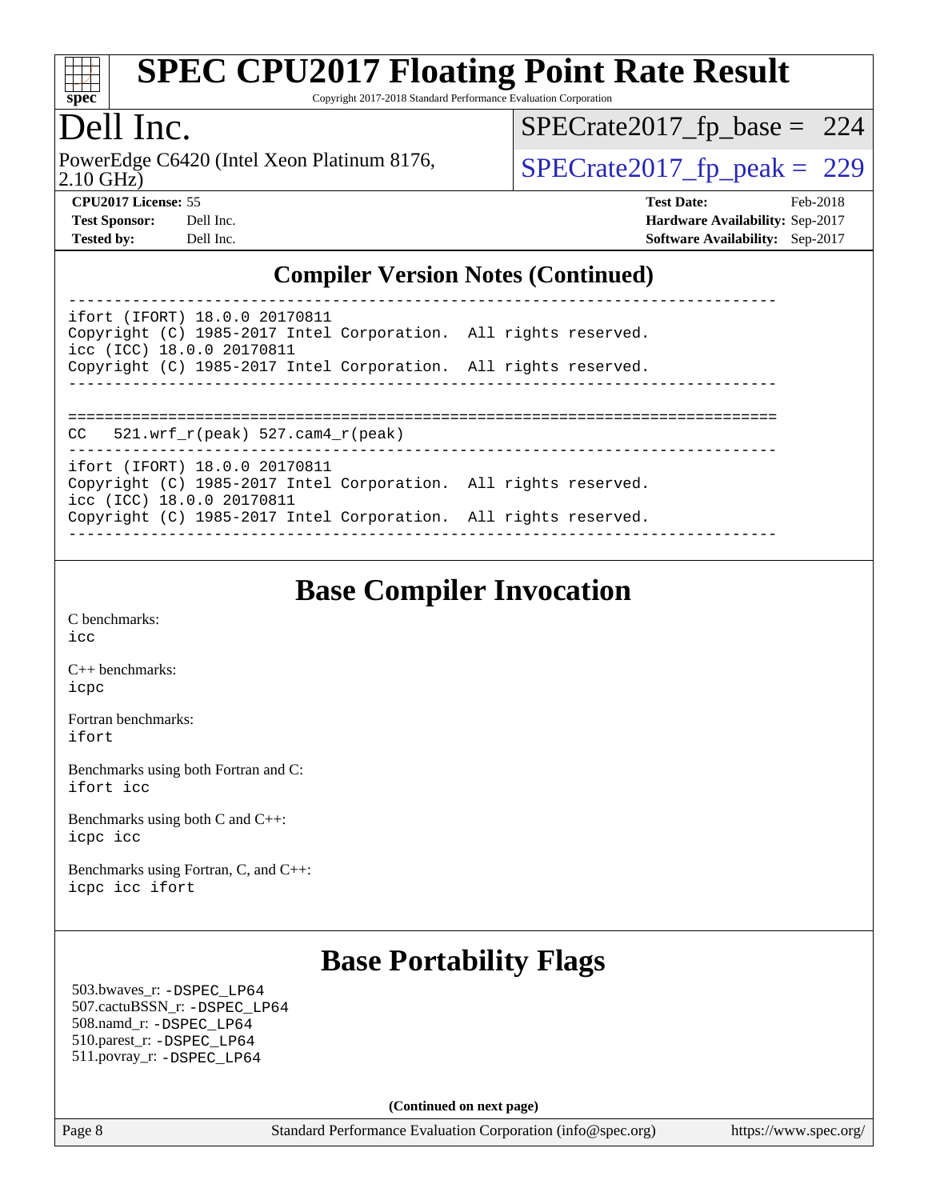# SPEC CPU2017 Floating Point Rate Result

Copyright 2017-2018 Standard Performance Evaluation Corporation

## Dell Inc.

PowerEdge C6420 (Intel Xeon Platinum 8176, 2.10 GHz)

SPECrate2017_fp_base = 224

SPECrate2017_fp_peak = 229

**CPU2017 License:** 55
**Test Sponsor:** Dell Inc.
**Tested by:** Dell Inc.

**Test Date:** Feb-2018
**Hardware Availability:** Sep-2017
**Software Availability:** Sep-2017

## Compiler Version Notes (Continued)

```
------------------------------------------------------------------------------
ifort (IFORT) 18.0.0 20170811
Copyright (C) 1985-2017 Intel Corporation.  All rights reserved.
icc (ICC) 18.0.0 20170811
Copyright (C) 1985-2017 Intel Corporation.  All rights reserved.
------------------------------------------------------------------------------

==============================================================================
CC   521.wrf_r(peak) 527.cam4_r(peak)
------------------------------------------------------------------------------
ifort (IFORT) 18.0.0 20170811
Copyright (C) 1985-2017 Intel Corporation.  All rights reserved.
icc (ICC) 18.0.0 20170811
Copyright (C) 1985-2017 Intel Corporation.  All rights reserved.
------------------------------------------------------------------------------
```

## Base Compiler Invocation

C benchmarks:
icc

C++ benchmarks:
icpc

Fortran benchmarks:
ifort

Benchmarks using both Fortran and C:
ifort icc

Benchmarks using both C and C++:
icpc icc

Benchmarks using Fortran, C, and C++:
icpc icc ifort

## Base Portability Flags

503.bwaves_r: -DSPEC_LP64
507.cactuBSSN_r: -DSPEC_LP64
508.namd_r: -DSPEC_LP64
510.parest_r: -DSPEC_LP64
511.povray_r: -DSPEC_LP64

**(Continued on next page)**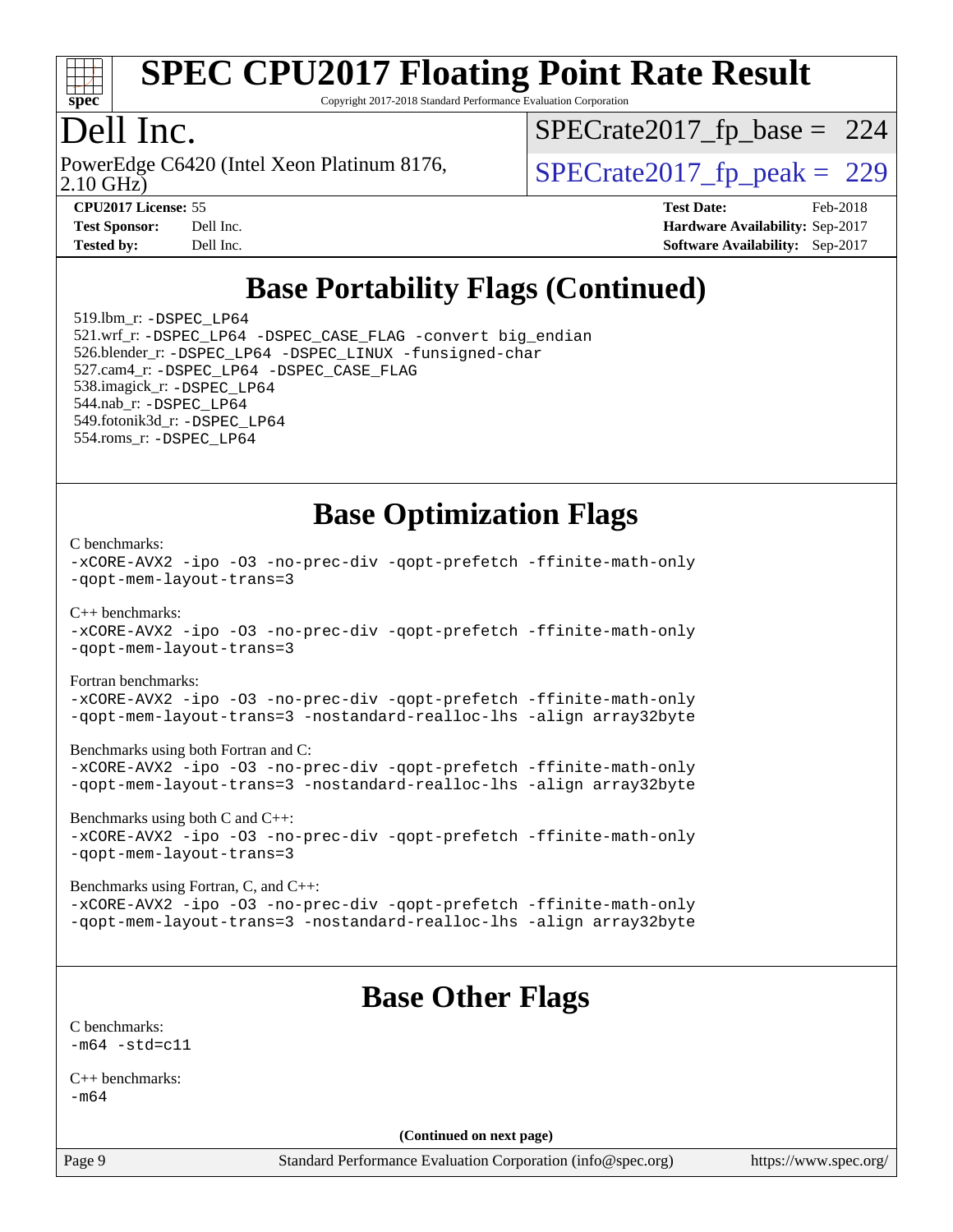# SPEC CPU2017 Floating Point Rate Result

Copyright 2017-2018 Standard Performance Evaluation Corporation

## Dell Inc.

PowerEdge C6420 (Intel Xeon Platinum 8176, 2.10 GHz)

SPECrate2017_fp_base = 224

SPECrate2017_fp_peak = 229

**CPU2017 License:** 55
**Test Sponsor:** Dell Inc.
**Tested by:** Dell Inc.

**Test Date:** Feb-2018
**Hardware Availability:** Sep-2017
**Software Availability:** Sep-2017

## Base Portability Flags (Continued)

519.lbm_r: -DSPEC_LP64
521.wrf_r: -DSPEC_LP64 -DSPEC_CASE_FLAG -convert big_endian
526.blender_r: -DSPEC_LP64 -DSPEC_LINUX -funsigned-char
527.cam4_r: -DSPEC_LP64 -DSPEC_CASE_FLAG
538.imagick_r: -DSPEC_LP64
544.nab_r: -DSPEC_LP64
549.fotonik3d_r: -DSPEC_LP64
554.roms_r: -DSPEC_LP64

## Base Optimization Flags

C benchmarks:
-xCORE-AVX2 -ipo -O3 -no-prec-div -qopt-prefetch -ffinite-math-only -qopt-mem-layout-trans=3

C++ benchmarks:
-xCORE-AVX2 -ipo -O3 -no-prec-div -qopt-prefetch -ffinite-math-only -qopt-mem-layout-trans=3

Fortran benchmarks:
-xCORE-AVX2 -ipo -O3 -no-prec-div -qopt-prefetch -ffinite-math-only -qopt-mem-layout-trans=3 -nostandard-realloc-lhs -align array32byte

Benchmarks using both Fortran and C:
-xCORE-AVX2 -ipo -O3 -no-prec-div -qopt-prefetch -ffinite-math-only -qopt-mem-layout-trans=3 -nostandard-realloc-lhs -align array32byte

Benchmarks using both C and C++:
-xCORE-AVX2 -ipo -O3 -no-prec-div -qopt-prefetch -ffinite-math-only -qopt-mem-layout-trans=3

Benchmarks using Fortran, C, and C++:
-xCORE-AVX2 -ipo -O3 -no-prec-div -qopt-prefetch -ffinite-math-only -qopt-mem-layout-trans=3 -nostandard-realloc-lhs -align array32byte

## Base Other Flags

C benchmarks:
-m64 -std=c11

C++ benchmarks:
-m64

**(Continued on next page)**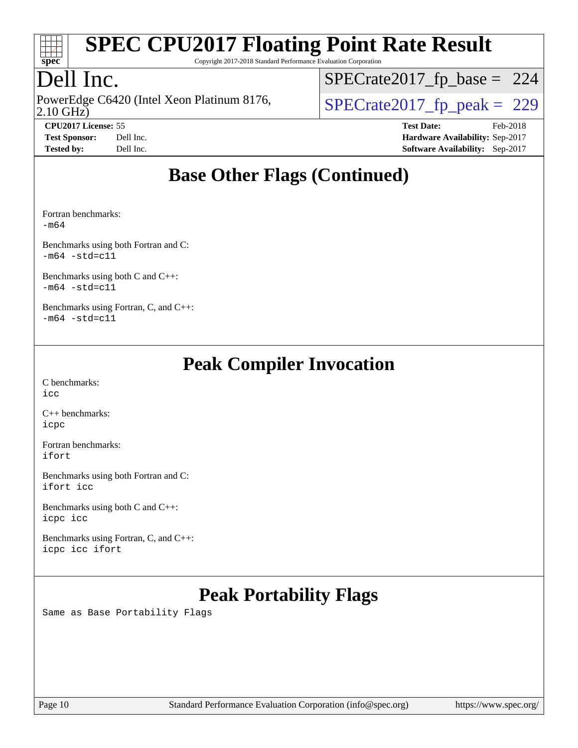# SPEC CPU2017 Floating Point Rate Result

Copyright 2017-2018 Standard Performance Evaluation Corporation

# Dell Inc.

PowerEdge C6420 (Intel Xeon Platinum 8176, 2.10 GHz)

SPECrate2017_fp_base = 224

SPECrate2017_fp_peak = 229

**CPU2017 License:** 55
**Test Sponsor:** Dell Inc.
**Tested by:** Dell Inc.

**Test Date:** Feb-2018
**Hardware Availability:** Sep-2017
**Software Availability:** Sep-2017

## Base Other Flags (Continued)

Fortran benchmarks:
-m64

Benchmarks using both Fortran and C:
-m64 -std=c11

Benchmarks using both C and C++:
-m64 -std=c11

Benchmarks using Fortran, C, and C++:
-m64 -std=c11

## Peak Compiler Invocation

C benchmarks:
icc

C++ benchmarks:
icpc

Fortran benchmarks:
ifort

Benchmarks using both Fortran and C:
ifort icc

Benchmarks using both C and C++:
icpc icc

Benchmarks using Fortran, C, and C++:
icpc icc ifort

## Peak Portability Flags

Same as Base Portability Flags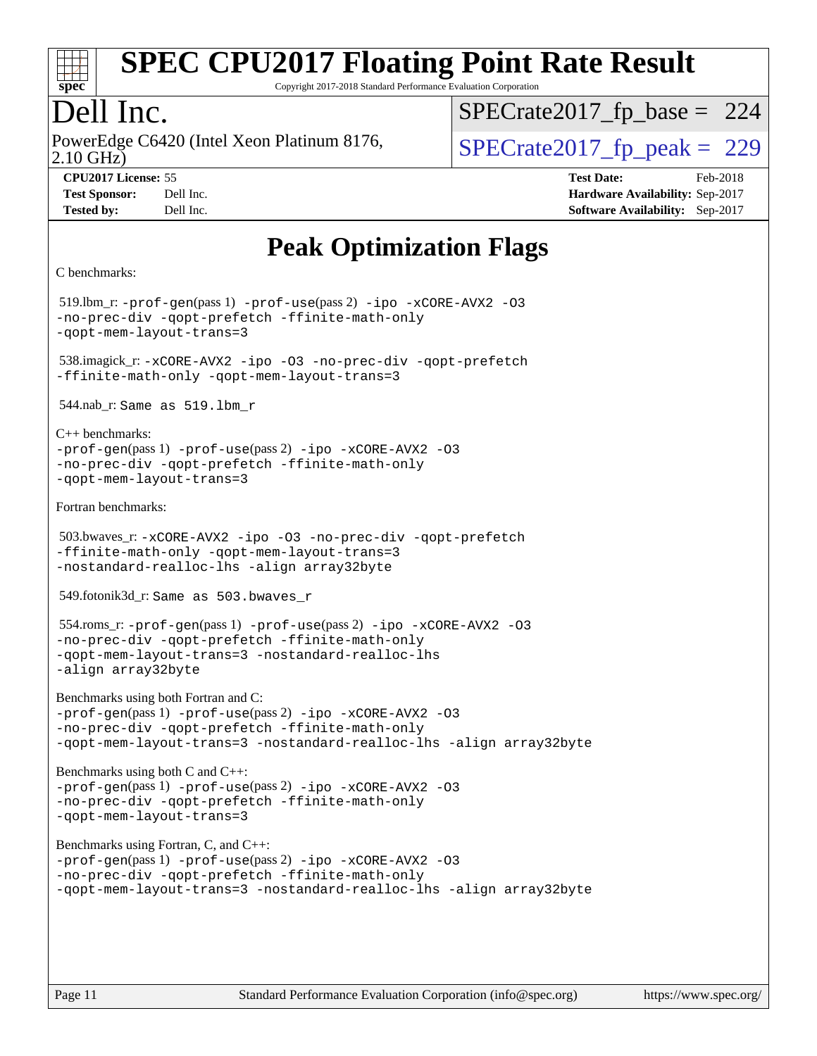# SPEC CPU2017 Floating Point Rate Result

Copyright 2017-2018 Standard Performance Evaluation Corporation

## Dell Inc.

PowerEdge C6420 (Intel Xeon Platinum 8176, 2.10 GHz)

SPECrate2017_fp_base = 224

SPECrate2017_fp_peak = 229

**CPU2017 License:** 55
**Test Sponsor:** Dell Inc.
**Tested by:** Dell Inc.

**Test Date:** Feb-2018
**Hardware Availability:** Sep-2017
**Software Availability:** Sep-2017

## Peak Optimization Flags

C benchmarks:

519.lbm_r: `-prof-gen`(pass 1) `-prof-use`(pass 2) `-ipo -xCORE-AVX2 -O3 -no-prec-div -qopt-prefetch -ffinite-math-only -qopt-mem-layout-trans=3`

538.imagick_r: `-xCORE-AVX2 -ipo -O3 -no-prec-div -qopt-prefetch -ffinite-math-only -qopt-mem-layout-trans=3`

544.nab_r: `Same as 519.lbm_r`

C++ benchmarks:
`-prof-gen`(pass 1) `-prof-use`(pass 2) `-ipo -xCORE-AVX2 -O3 -no-prec-div -qopt-prefetch -ffinite-math-only -qopt-mem-layout-trans=3`

Fortran benchmarks:

503.bwaves_r: `-xCORE-AVX2 -ipo -O3 -no-prec-div -qopt-prefetch -ffinite-math-only -qopt-mem-layout-trans=3 -nostandard-realloc-lhs -align array32byte`

549.fotonik3d_r: `Same as 503.bwaves_r`

554.roms_r: `-prof-gen`(pass 1) `-prof-use`(pass 2) `-ipo -xCORE-AVX2 -O3 -no-prec-div -qopt-prefetch -ffinite-math-only -qopt-mem-layout-trans=3 -nostandard-realloc-lhs -align array32byte`

Benchmarks using both Fortran and C:
`-prof-gen`(pass 1) `-prof-use`(pass 2) `-ipo -xCORE-AVX2 -O3 -no-prec-div -qopt-prefetch -ffinite-math-only -qopt-mem-layout-trans=3 -nostandard-realloc-lhs -align array32byte`

Benchmarks using both C and C++:
`-prof-gen`(pass 1) `-prof-use`(pass 2) `-ipo -xCORE-AVX2 -O3 -no-prec-div -qopt-prefetch -ffinite-math-only -qopt-mem-layout-trans=3`

Benchmarks using Fortran, C, and C++:
`-prof-gen`(pass 1) `-prof-use`(pass 2) `-ipo -xCORE-AVX2 -O3 -no-prec-div -qopt-prefetch -ffinite-math-only -qopt-mem-layout-trans=3 -nostandard-realloc-lhs -align array32byte`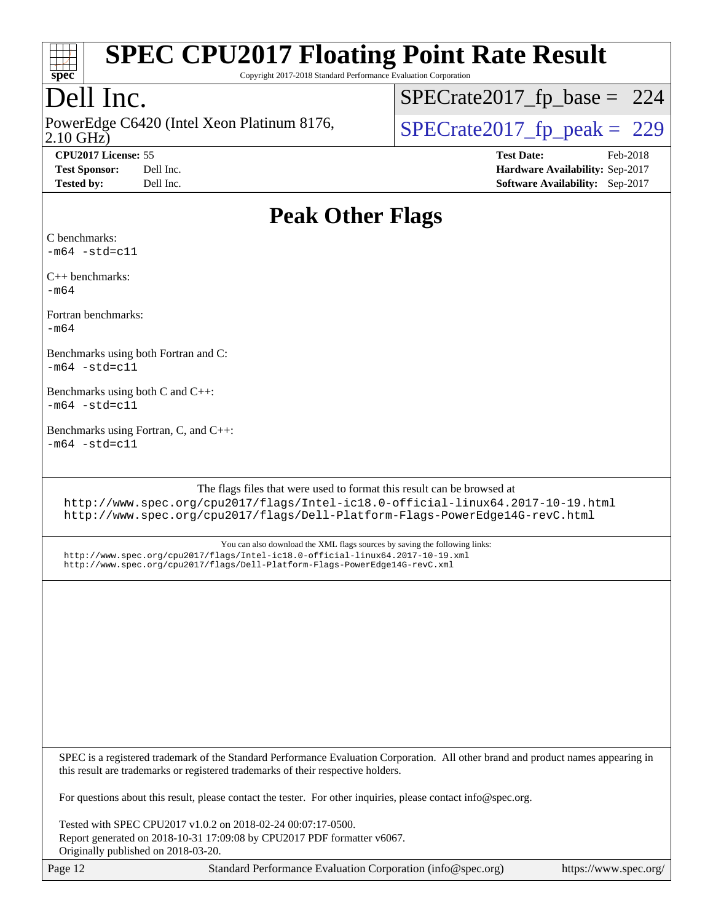# Peak Other Flags

C benchmarks:
`-m64 -std=c11`

C++ benchmarks:
`-m64`

Fortran benchmarks:
`-m64`

Benchmarks using both Fortran and C:
`-m64 -std=c11`

Benchmarks using both C and C++:
`-m64 -std=c11`

Benchmarks using Fortran, C, and C++:
`-m64 -std=c11`

The flags files that were used to format this result can be browsed at
http://www.spec.org/cpu2017/flags/Intel-ic18.0-official-linux64.2017-10-19.html
http://www.spec.org/cpu2017/flags/Dell-Platform-Flags-PowerEdge14G-revC.html

You can also download the XML flags sources by saving the following links:
http://www.spec.org/cpu2017/flags/Intel-ic18.0-official-linux64.2017-10-19.xml
http://www.spec.org/cpu2017/flags/Dell-Platform-Flags-PowerEdge14G-revC.xml

SPEC is a registered trademark of the Standard Performance Evaluation Corporation. All other brand and product names appearing in this result are trademarks or registered trademarks of their respective holders.

For questions about this result, please contact the tester. For other inquiries, please contact info@spec.org.

Tested with SPEC CPU2017 v1.0.2 on 2018-02-24 00:07:17-0500.
Report generated on 2018-10-31 17:09:08 by CPU2017 PDF formatter v6067.
Originally published on 2018-03-20.